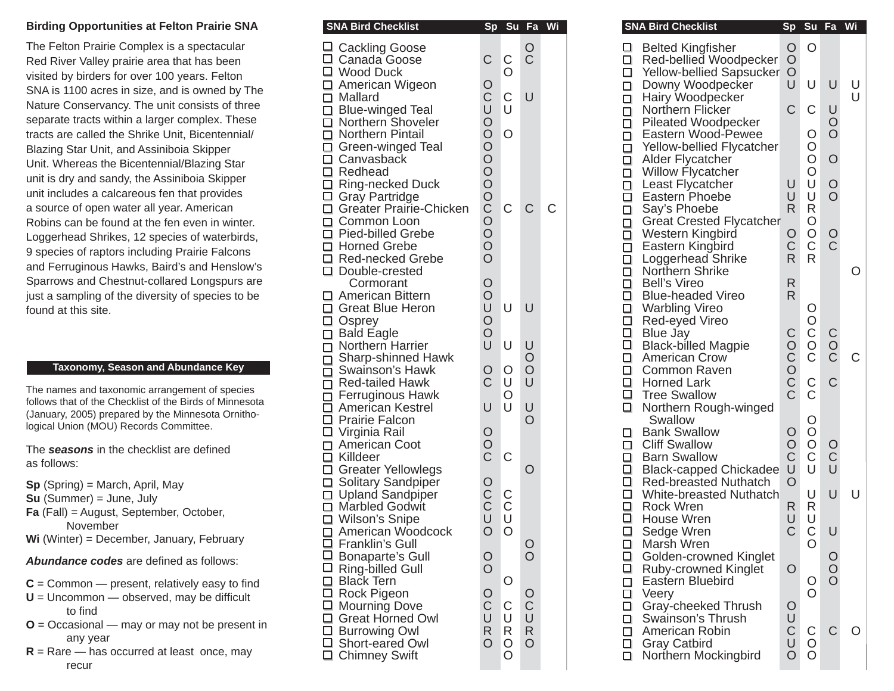## Birding Opportunities at Felton Prairie SNA

The Felton Prairie Complex is a spectacular Red River Valley prairie area that has been visited by birders for over 100 years. Felton SNA is 1100 acres in size, and is owned by The Nature Conservancy. The unit consists of three separate tracts within a larger complex. These tracts are called the Shrike Unit, Bicentennial/Blazing Star Unit, and Assiniboia Skipper Unit. Whereas the Bicentennial/Blazing Star unit is dry and sandy, the Assiniboia Skipper unit includes a calcareous fen that provides a source of open water all year. American Robins can be found at the fen even in winter. Loggerhead Shrikes, 12 species of waterbirds, 9 species of raptors including Prairie Falcons and Ferruginous Hawks, Baird's and Henslow's Sparrows and Chestnut-collared Longspurs are just a sampling of the diversity of species to be found at this site.

### Taxonomy, Season and Abundance Key

The names and taxonomic arrangement of species follows that of the Checklist of the Birds of Minnesota (January, 2005) prepared by the Minnesota Ornithological Union (MOU) Records Committee.

The ***seasons*** in the checklist are defined as follows:

**Sp** (Spring) = March, April, May
**Su** (Summer) = June, July
**Fa** (Fall) = August, September, October, November
**Wi** (Winter) = December, January, February

***Abundance codes*** are defined as follows:

**C** = Common — present, relatively easy to find
**U** = Uncommon — observed, may be difficult to find
**O** = Occasional — may or may not be present in any year
**R** = Rare — has occurred at least once, may recur

### SNA Bird Checklist

| SNA Bird Checklist | Sp | Su | Fa | Wi |
|---|---|---|---|---|
| ☐ Cackling Goose | | | O | |
| ☐ Canada Goose | C | C | C | |
| ☐ Wood Duck | | O | | |
| ☐ American Wigeon | O | | | |
| ☐ Mallard | C | C | U | |
| ☐ Blue-winged Teal | U | U | | |
| ☐ Northern Shoveler | O | | | |
| ☐ Northern Pintail | O | O | | |
| ☐ Green-winged Teal | O | | | |
| ☐ Canvasback | O | | | |
| ☐ Redhead | O | | | |
| ☐ Ring-necked Duck | O | | | |
| ☐ Gray Partridge | O | | | |
| ☐ Greater Prairie-Chicken | C | C | C | C |
| ☐ Common Loon | O | | | |
| ☐ Pied-billed Grebe | O | | | |
| ☐ Horned Grebe | O | | | |
| ☐ Red-necked Grebe | O | | | |
| ☐ Double-crested Cormorant | O | | | |
| ☐ American Bittern | O | | | |
| ☐ Great Blue Heron | U | U | U | |
| ☐ Osprey | O | | | |
| ☐ Bald Eagle | O | | | |
| ☐ Northern Harrier | U | U | U | |
| ☐ Sharp-shinned Hawk | | | O | |
| ☐ Swainson's Hawk | O | O | O | |
| ☐ Red-tailed Hawk | C | U | U | |
| ☐ Ferruginous Hawk | | O | | |
| ☐ American Kestrel | U | U | U | |
| ☐ Prairie Falcon | | | O | |
| ☐ Virginia Rail | O | | | |
| ☐ American Coot | O | | | |
| ☐ Killdeer | C | C | | |
| ☐ Greater Yellowlegs | | | O | |
| ☐ Solitary Sandpiper | O | | | |
| ☐ Upland Sandpiper | C | C | | |
| ☐ Marbled Godwit | C | C | | |
| ☐ Wilson's Snipe | U | U | | |
| ☐ American Woodcock | O | O | | |
| ☐ Franklin's Gull | | | O | |
| ☐ Bonaparte's Gull | O | | O | |
| ☐ Ring-billed Gull | O | | | |
| ☐ Black Tern | | O | | |
| ☐ Rock Pigeon | O | | O | |
| ☐ Mourning Dove | C | C | C | |
| ☐ Great Horned Owl | U | U | U | |
| ☐ Burrowing Owl | R | R | R | |
| ☐ Short-eared Owl | O | O | O | |
| ☐ Chimney Swift | | O | | |
| ☐ Belted Kingfisher | O | O | | |
| ☐ Red-bellied Woodpecker | O | | | |
| ☐ Yellow-bellied Sapsucker | O | | | |
| ☐ Downy Woodpecker | U | U | U | U |
| ☐ Hairy Woodpecker | | | | U |
| ☐ Northern Flicker | C | C | U | |
| ☐ Pileated Woodpecker | | | O | |
| ☐ Eastern Wood-Pewee | | O | O | |
| ☐ Yellow-bellied Flycatcher | | O | | |
| ☐ Alder Flycatcher | | O | O | |
| ☐ Willow Flycatcher | | O | | |
| ☐ Least Flycatcher | U | U | O | |
| ☐ Eastern Phoebe | U | U | O | |
| ☐ Say's Phoebe | R | R | | |
| ☐ Great Crested Flycatcher | | O | | |
| ☐ Western Kingbird | O | O | O | |
| ☐ Eastern Kingbird | C | C | C | |
| ☐ Loggerhead Shrike | R | R | | |
| ☐ Northern Shrike | | | | O |
| ☐ Bell's Vireo | R | | | |
| ☐ Blue-headed Vireo | R | | | |
| ☐ Warbling Vireo | | O | | |
| ☐ Red-eyed Vireo | | O | | |
| ☐ Blue Jay | C | C | C | |
| ☐ Black-billed Magpie | O | O | O | |
| ☐ American Crow | C | C | C | C |
| ☐ Common Raven | O | | | |
| ☐ Horned Lark | C | C | C | |
| ☐ Tree Swallow | C | C | | |
| ☐ Northern Rough-winged Swallow | | O | | |
| ☐ Bank Swallow | O | O | | |
| ☐ Cliff Swallow | O | O | O | |
| ☐ Barn Swallow | C | C | C | |
| ☐ Black-capped Chickadee | U | U | U | |
| ☐ Red-breasted Nuthatch | O | | | |
| ☐ White-breasted Nuthatch | | U | U | U |
| ☐ Rock Wren | R | R | | |
| ☐ House Wren | U | U | | |
| ☐ Sedge Wren | C | C | U | |
| ☐ Marsh Wren | | O | | |
| ☐ Golden-crowned Kinglet | | | O | |
| ☐ Ruby-crowned Kinglet | O | | O | |
| ☐ Eastern Bluebird | | O | O | |
| ☐ Veery | | O | | |
| ☐ Gray-cheeked Thrush | O | | | |
| ☐ Swainson's Thrush | U | | | |
| ☐ American Robin | C | C | C | O |
| ☐ Gray Catbird | U | O | | |
| ☐ Northern Mockingbird | O | O | | |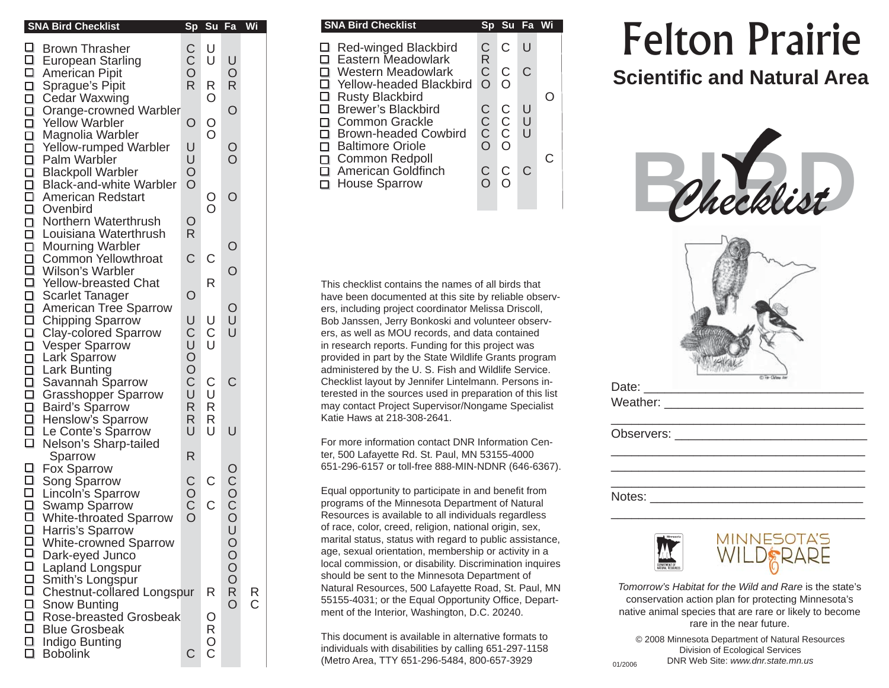| SNA Bird Checklist | Sp | Su | Fa | Wi |
|---|---|---|---|---|
| ☐ Brown Thrasher | C | U | | |
| ☐ European Starling | C | U | U | |
| ☐ American Pipit | O | | O | |
| ☐ Sprague's Pipit | R | R | R | |
| ☐ Cedar Waxwing | | O | | |
| ☐ Orange-crowned Warbler | | | O | |
| ☐ Yellow Warbler | O | O | | |
| ☐ Magnolia Warbler | | O | | |
| ☐ Yellow-rumped Warbler | U | | O | |
| ☐ Palm Warbler | U | | O | |
| ☐ Blackpoll Warbler | O | | | |
| ☐ Black-and-white Warbler | O | | | |
| ☐ American Redstart | | O | O | |
| ☐ Ovenbird | | O | | |
| ☐ Northern Waterthrush | O | | | |
| ☐ Louisiana Waterthrush | R | | | |
| ☐ Mourning Warbler | | | O | |
| ☐ Common Yellowthroat | C | C | | |
| ☐ Wilson's Warbler | | | O | |
| ☐ Yellow-breasted Chat | | R | | |
| ☐ Scarlet Tanager | O | | | |
| ☐ American Tree Sparrow | | | O | |
| ☐ Chipping Sparrow | U | U | U | |
| ☐ Clay-colored Sparrow | C | C | U | |
| ☐ Vesper Sparrow | U | U | | |
| ☐ Lark Sparrow | O | | | |
| ☐ Lark Bunting | O | | | |
| ☐ Savannah Sparrow | C | C | C | |
| ☐ Grasshopper Sparrow | U | U | | |
| ☐ Baird's Sparrow | R | R | | |
| ☐ Henslow's Sparrow | R | R | | |
| ☐ Le Conte's Sparrow | U | U | U | |
| ☐ Nelson's Sharp-tailed Sparrow | R | | | |
| ☐ Fox Sparrow | | | O | |
| ☐ Song Sparrow | C | C | C | |
| ☐ Lincoln's Sparrow | O | | O | |
| ☐ Swamp Sparrow | C | C | C | |
| ☐ White-throated Sparrow | O | | O | |
| ☐ Harris's Sparrow | | | U | |
| ☐ White-crowned Sparrow | | | O | |
| ☐ Dark-eyed Junco | | | O | |
| ☐ Lapland Longspur | | | O | |
| ☐ Smith's Longspur | | | O | |
| ☐ Chestnut-collared Longspur | | R | R | R |
| ☐ Snow Bunting | | | O | C |
| ☐ Rose-breasted Grosbeak | | O | | |
| ☐ Blue Grosbeak | | R | | |
| ☐ Indigo Bunting | | O | | |
| ☐ Bobolink | C | C | | |
| ☐ Red-winged Blackbird | C | C | U | |
| ☐ Eastern Meadowlark | R | | | |
| ☐ Western Meadowlark | C | C | C | |
| ☐ Yellow-headed Blackbird | O | O | | |
| ☐ Rusty Blackbird | | | | O |
| ☐ Brewer's Blackbird | C | C | U | |
| ☐ Common Grackle | C | C | U | |
| ☐ Brown-headed Cowbird | C | C | U | |
| ☐ Baltimore Oriole | O | O | | |
| ☐ Common Redpoll | | | | C |
| ☐ American Goldfinch | C | C | C | |
| ☐ House Sparrow | O | O | | |

This checklist contains the names of all birds that have been documented at this site by reliable observers, including project coordinator Melissa Driscoll, Bob Janssen, Jerry Bonkoski and volunteer observers, as well as MOU records, and data contained in research reports. Funding for this project was provided in part by the State Wildlife Grants program administered by the U. S. Fish and Wildlife Service. Checklist layout by Jennifer Lintelmann. Persons interested in the sources used in preparation of this list may contact Project Supervisor/Nongame Specialist Katie Haws at 218-308-2641.

For more information contact DNR Information Center, 500 Lafayette Rd. St. Paul, MN 53155-4000 651-296-6157 or toll-free 888-MIN-NDNR (646-6367).

Equal opportunity to participate in and benefit from programs of the Minnesota Department of Natural Resources is available to all individuals regardless of race, color, creed, religion, national origin, sex, marital status, status with regard to public assistance, age, sexual orientation, membership or activity in a local commission, or disability. Discrimination inquires should be sent to the Minnesota Department of Natural Resources, 500 Lafayette Road, St. Paul, MN 55155-4031; or the Equal Opportunity Office, Department of the Interior, Washington, D.C. 20240.

This document is available in alternative formats to individuals with disabilities by calling 651-297-1158 (Metro Area, TTY 651-296-5484, 800-657-3929

# Felton Prairie

## Scientific and Natural Area

BIRD *Checklist*

Date: ______________________________

Weather: ____________________________

____________________________________

Observers: ___________________________

____________________________________

____________________________________

____________________________________

Notes: ______________________________

____________________________________

MINNESOTA'S WILD & RARE

*Tomorrow's Habitat for the Wild and Rare* is the state's conservation action plan for protecting Minnesota's native animal species that are rare or likely to become rare in the near future.

© 2008 Minnesota Department of Natural Resources
Division of Ecological Services
DNR Web Site: *www.dnr.state.mn.us*

01/2006